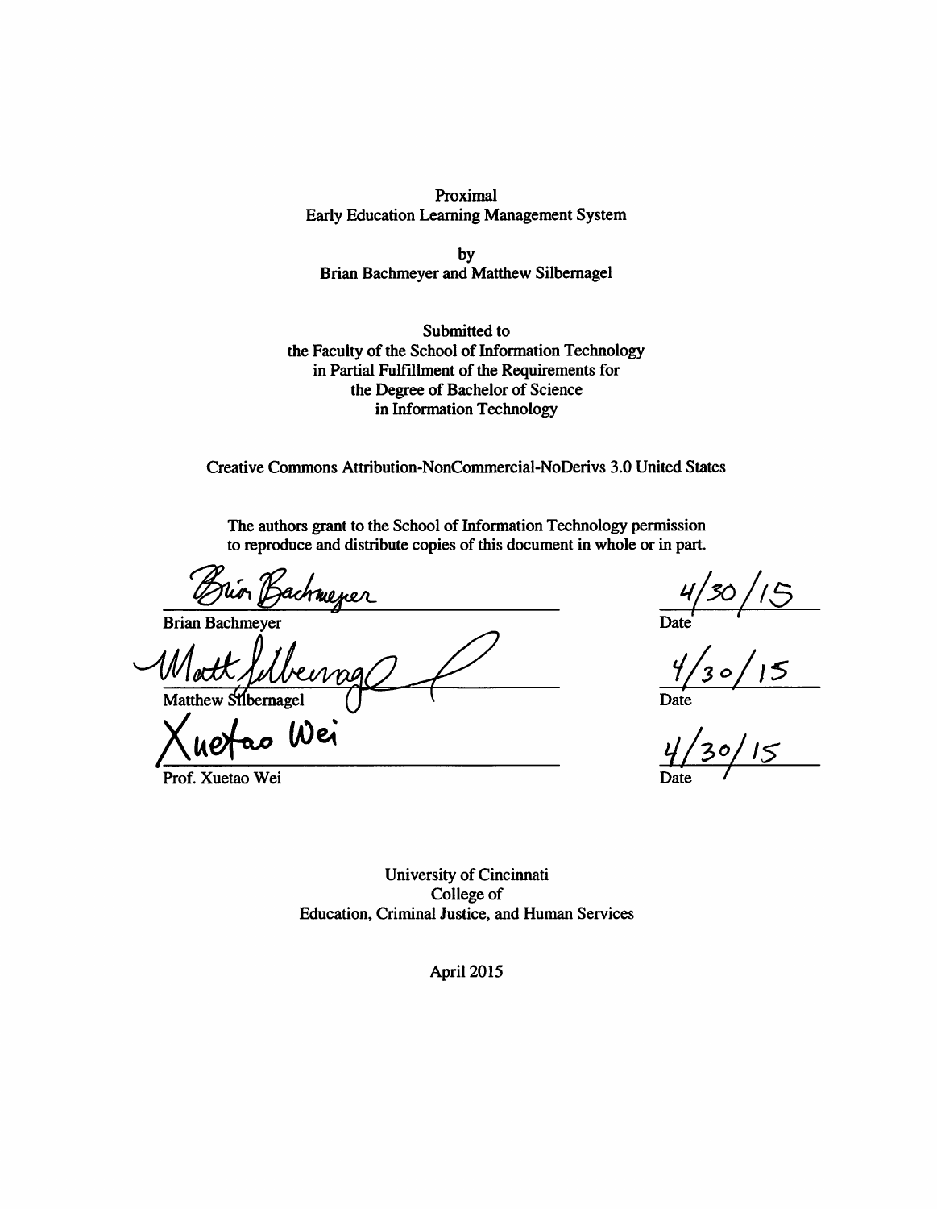Proximal
Early Education Learning Management System

by
Brian Bachmeyer and Matthew Silbernagel

Submitted to
the Faculty of the School of Information Technology
in Partial Fulfillment of the Requirements for
the Degree of Bachelor of Science
in Information Technology

Creative Commons Attribution-NonCommercial-NoDerivs 3.0 United States

The authors grant to the School of Information Technology permission to reproduce and distribute copies of this document in whole or in part.

| Signature | Date |
| --- | --- |
| Brian Bachmeyer | 4/30/15 |
| Matthew Silbernagel | 4/30/15 |
| Prof. Xuetao Wei | 4/30/15 |

University of Cincinnati
College of
Education, Criminal Justice, and Human Services

April 2015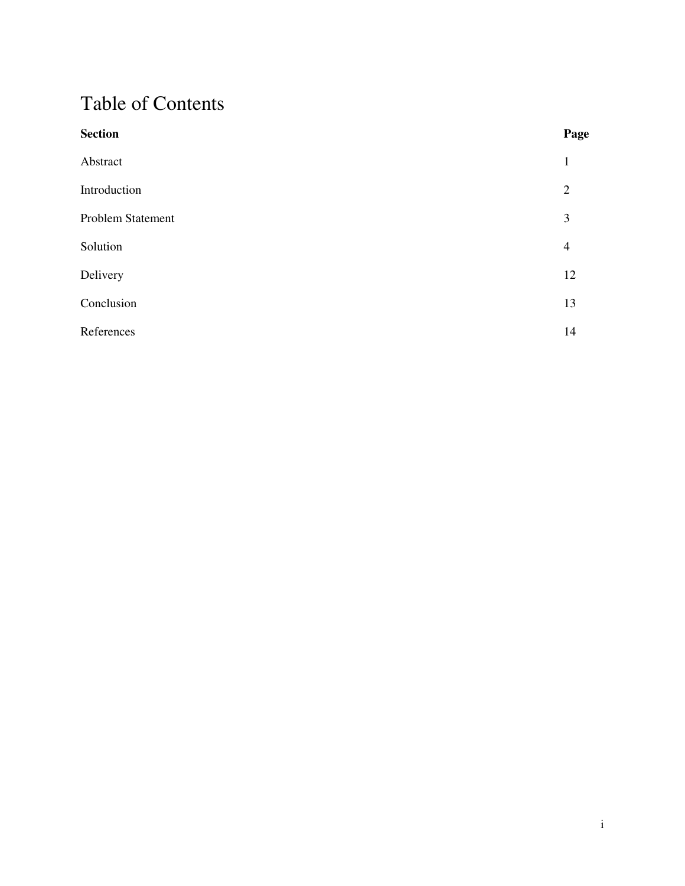# Table of Contents

| **Section** | **Page** |
| --- | --- |
| Abstract | 1 |
| Introduction | 2 |
| Problem Statement | 3 |
| Solution | 4 |
| Delivery | 12 |
| Conclusion | 13 |
| References | 14 |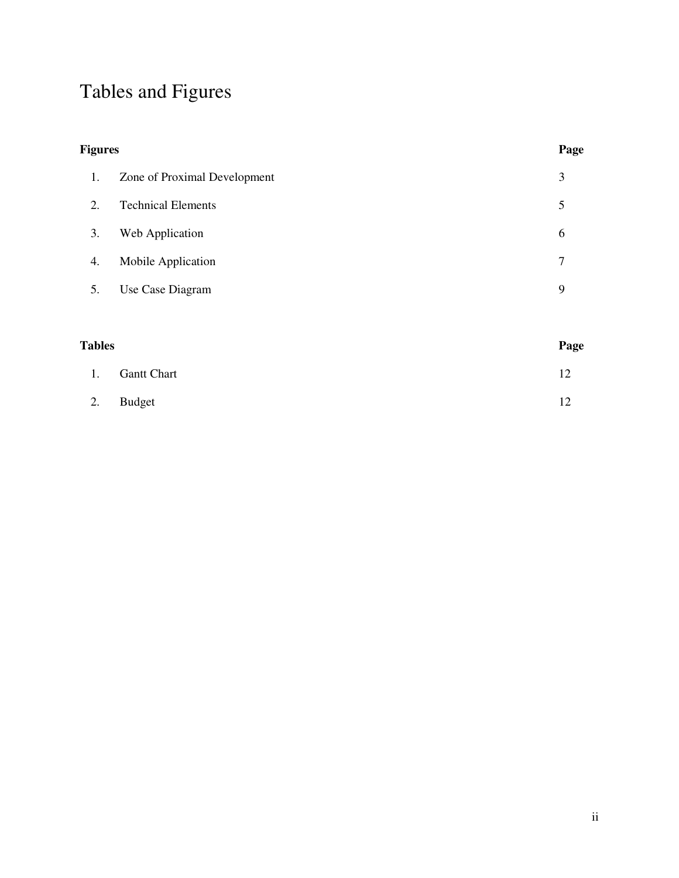# Tables and Figures

| Figures | | Page |
|---|---|---|
| 1. | Zone of Proximal Development | 3 |
| 2. | Technical Elements | 5 |
| 3. | Web Application | 6 |
| 4. | Mobile Application | 7 |
| 5. | Use Case Diagram | 9 |

| Tables | | Page |
|---|---|---|
| 1. | Gantt Chart | 12 |
| 2. | Budget | 12 |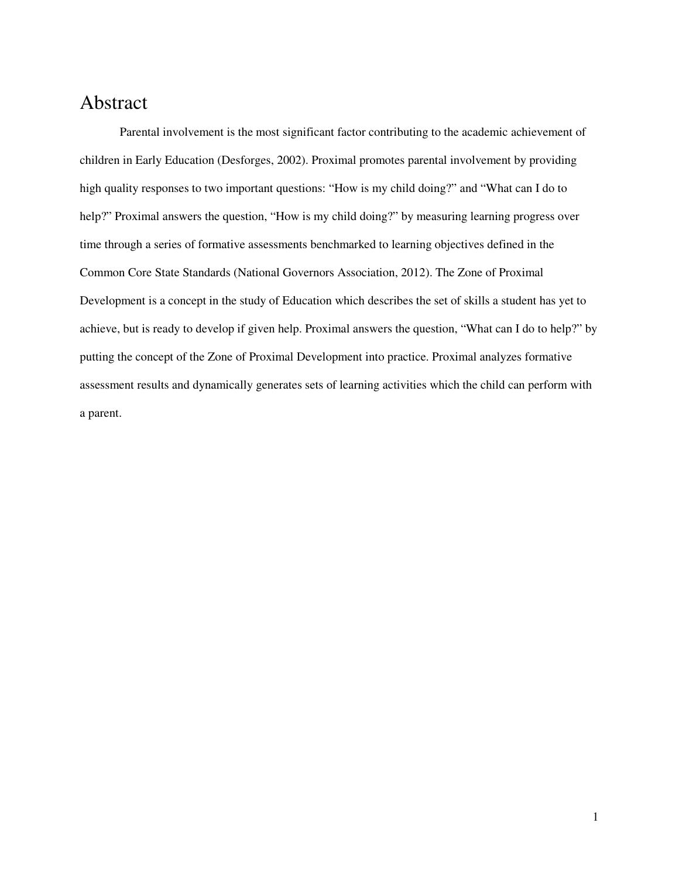# Abstract

Parental involvement is the most significant factor contributing to the academic achievement of children in Early Education (Desforges, 2002). Proximal promotes parental involvement by providing high quality responses to two important questions: "How is my child doing?" and "What can I do to help?" Proximal answers the question, "How is my child doing?" by measuring learning progress over time through a series of formative assessments benchmarked to learning objectives defined in the Common Core State Standards (National Governors Association, 2012). The Zone of Proximal Development is a concept in the study of Education which describes the set of skills a student has yet to achieve, but is ready to develop if given help. Proximal answers the question, "What can I do to help?" by putting the concept of the Zone of Proximal Development into practice. Proximal analyzes formative assessment results and dynamically generates sets of learning activities which the child can perform with a parent.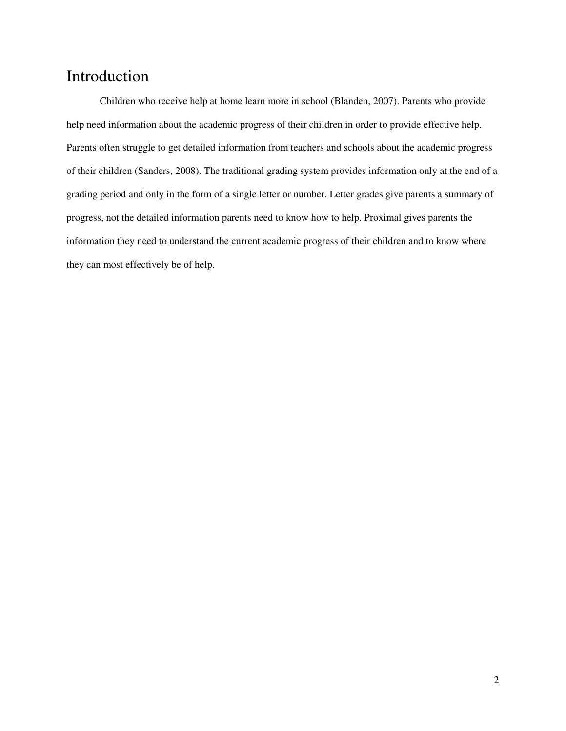# Introduction

Children who receive help at home learn more in school (Blanden, 2007). Parents who provide help need information about the academic progress of their children in order to provide effective help. Parents often struggle to get detailed information from teachers and schools about the academic progress of their children (Sanders, 2008). The traditional grading system provides information only at the end of a grading period and only in the form of a single letter or number. Letter grades give parents a summary of progress, not the detailed information parents need to know how to help. Proximal gives parents the information they need to understand the current academic progress of their children and to know where they can most effectively be of help.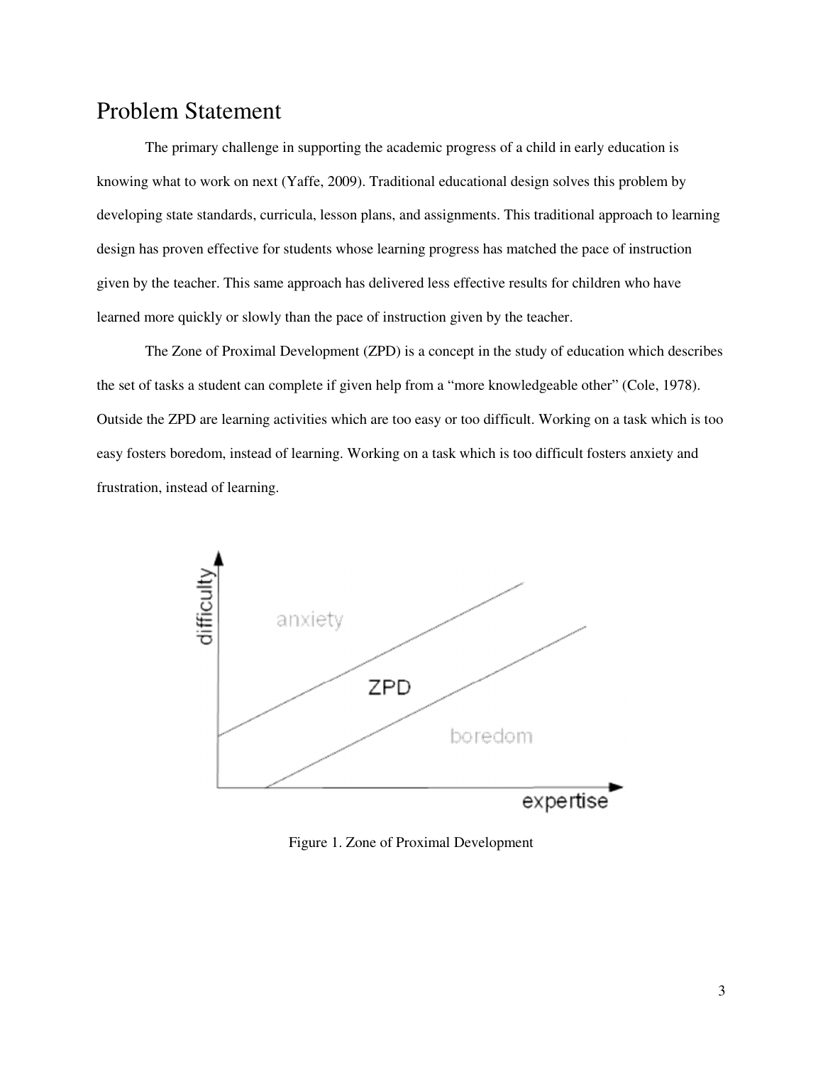## Problem Statement

The primary challenge in supporting the academic progress of a child in early education is knowing what to work on next (Yaffe, 2009). Traditional educational design solves this problem by developing state standards, curricula, lesson plans, and assignments. This traditional approach to learning design has proven effective for students whose learning progress has matched the pace of instruction given by the teacher. This same approach has delivered less effective results for children who have learned more quickly or slowly than the pace of instruction given by the teacher.

The Zone of Proximal Development (ZPD) is a concept in the study of education which describes the set of tasks a student can complete if given help from a "more knowledgeable other" (Cole, 1978). Outside the ZPD are learning activities which are too easy or too difficult. Working on a task which is too easy fosters boredom, instead of learning. Working on a task which is too difficult fosters anxiety and frustration, instead of learning.

Figure 1. Zone of Proximal Development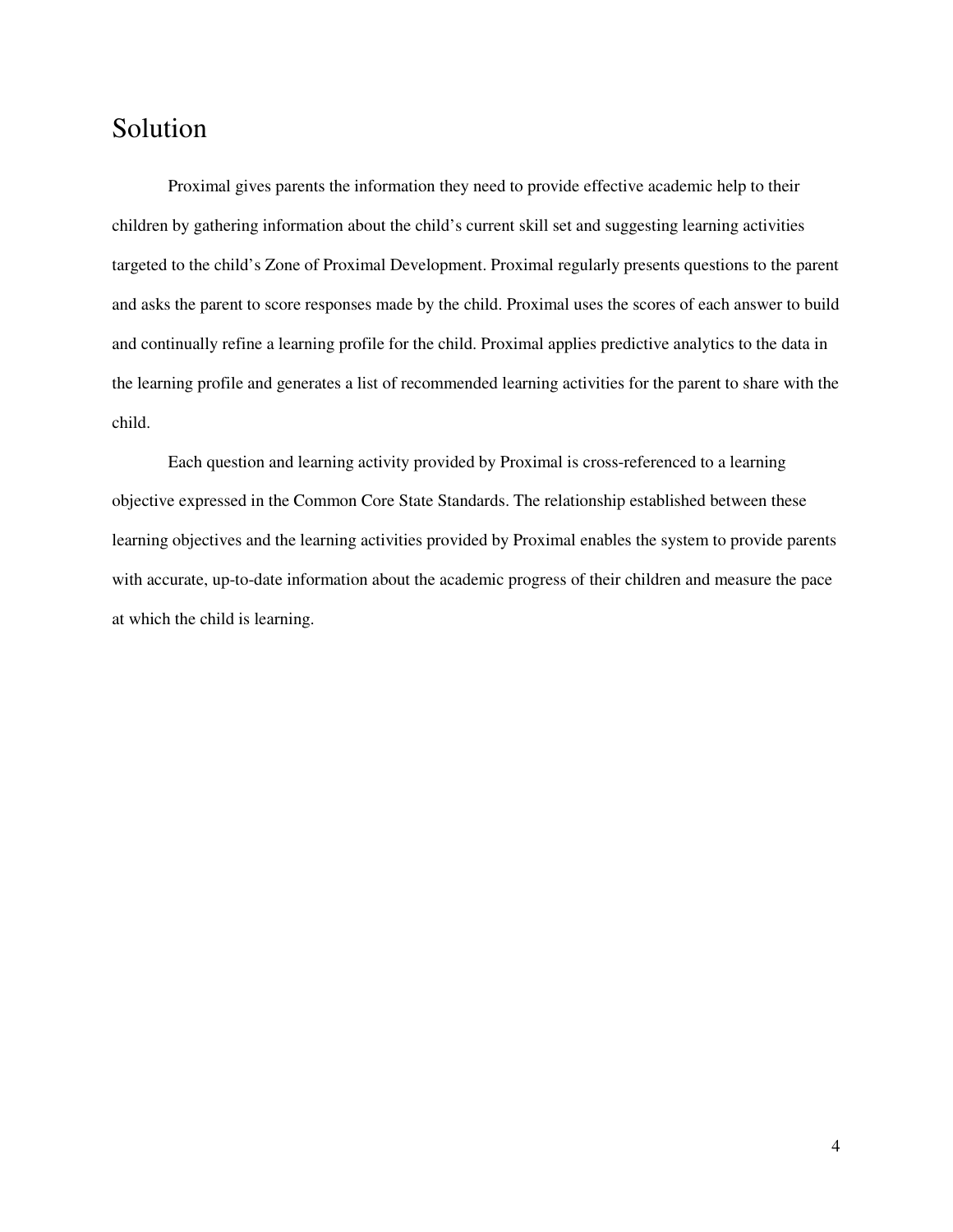# Solution

Proximal gives parents the information they need to provide effective academic help to their children by gathering information about the child's current skill set and suggesting learning activities targeted to the child's Zone of Proximal Development. Proximal regularly presents questions to the parent and asks the parent to score responses made by the child. Proximal uses the scores of each answer to build and continually refine a learning profile for the child. Proximal applies predictive analytics to the data in the learning profile and generates a list of recommended learning activities for the parent to share with the child.

Each question and learning activity provided by Proximal is cross-referenced to a learning objective expressed in the Common Core State Standards. The relationship established between these learning objectives and the learning activities provided by Proximal enables the system to provide parents with accurate, up-to-date information about the academic progress of their children and measure the pace at which the child is learning.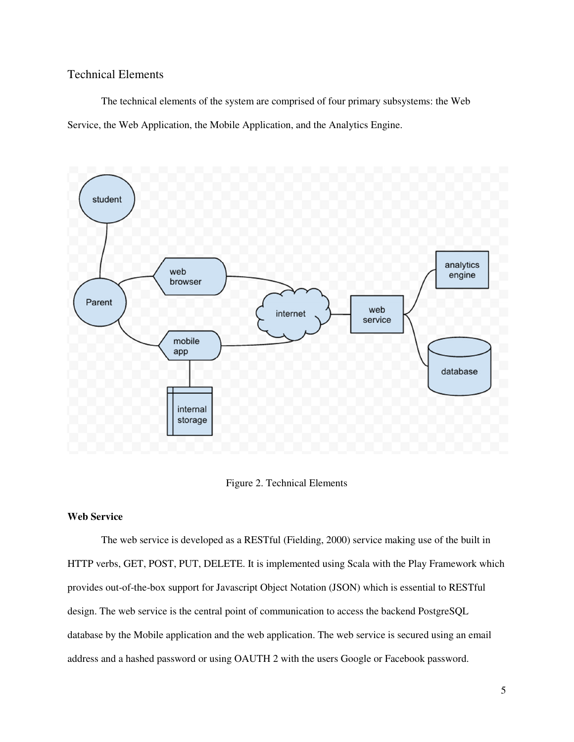## Technical Elements

The technical elements of the system are comprised of four primary subsystems: the Web Service, the Web Application, the Mobile Application, and the Analytics Engine.

Figure 2. Technical Elements

**Web Service**

The web service is developed as a RESTful (Fielding, 2000) service making use of the built in HTTP verbs, GET, POST, PUT, DELETE. It is implemented using Scala with the Play Framework which provides out-of-the-box support for Javascript Object Notation (JSON) which is essential to RESTful design. The web service is the central point of communication to access the backend PostgreSQL database by the Mobile application and the web application. The web service is secured using an email address and a hashed password or using OAUTH 2 with the users Google or Facebook password.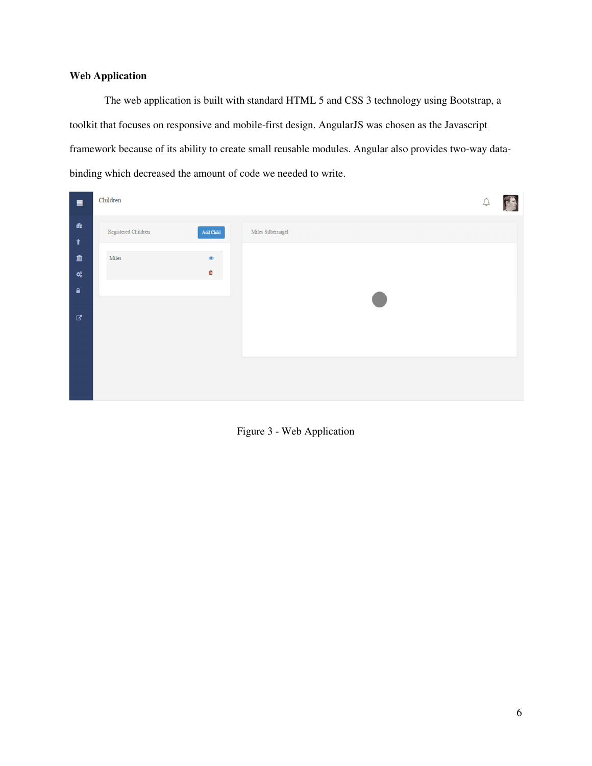### Web Application

The web application is built with standard HTML 5 and CSS 3 technology using Bootstrap, a toolkit that focuses on responsive and mobile-first design. AngularJS was chosen as the Javascript framework because of its ability to create small reusable modules. Angular also provides two-way data-binding which decreased the amount of code we needed to write.

Figure 3 - Web Application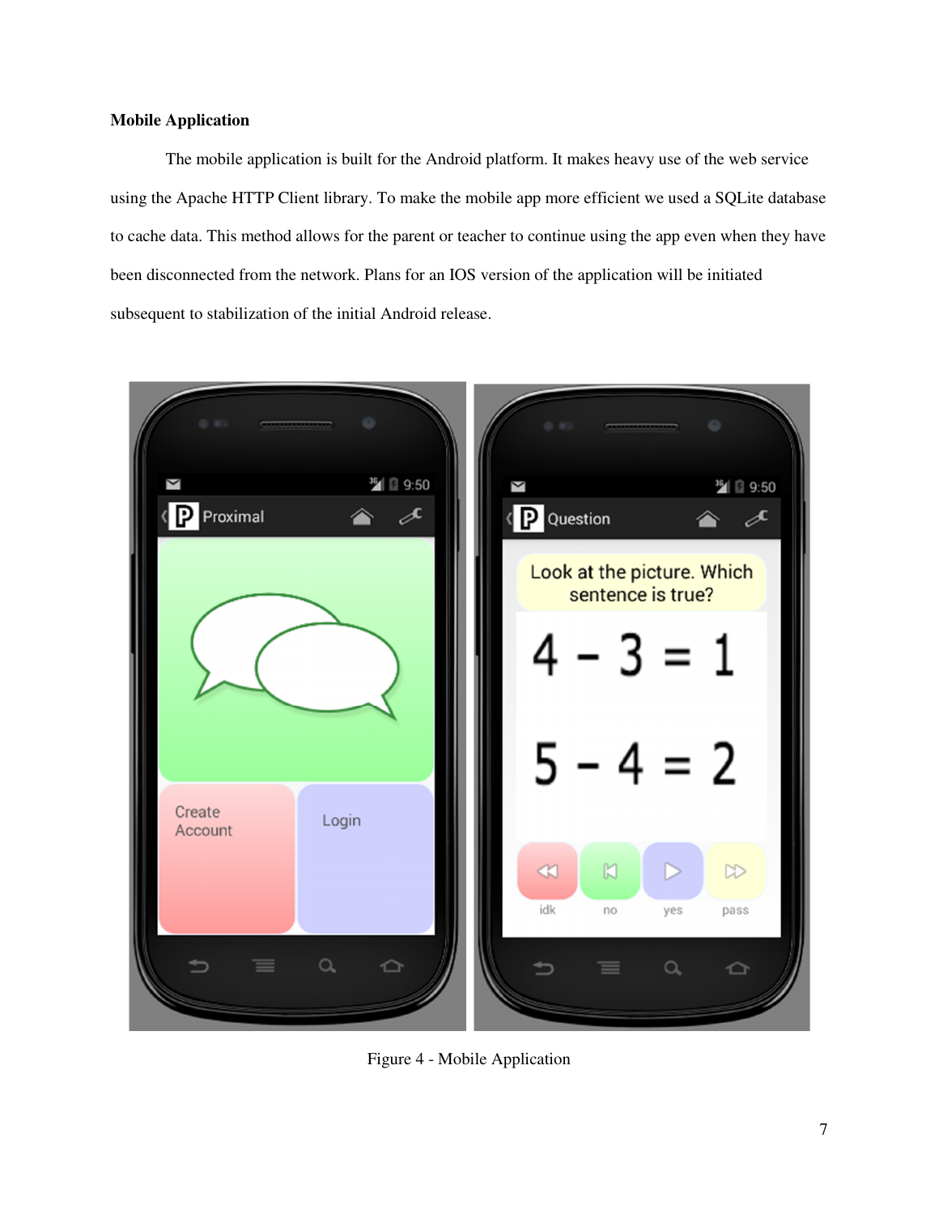**Mobile Application**

The mobile application is built for the Android platform. It makes heavy use of the web service using the Apache HTTP Client library. To make the mobile app more efficient we used a SQLite database to cache data. This method allows for the parent or teacher to continue using the app even when they have been disconnected from the network. Plans for an IOS version of the application will be initiated subsequent to stabilization of the initial Android release.

Figure 4 - Mobile Application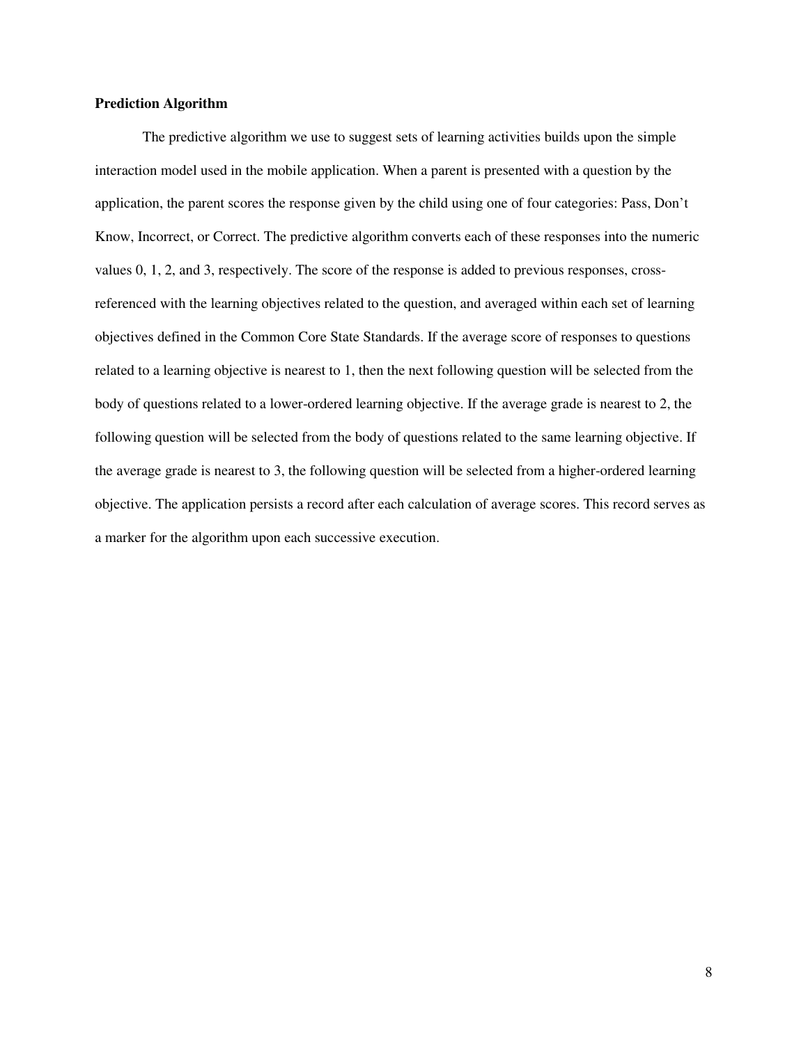**Prediction Algorithm**

The predictive algorithm we use to suggest sets of learning activities builds upon the simple interaction model used in the mobile application. When a parent is presented with a question by the application, the parent scores the response given by the child using one of four categories: Pass, Don't Know, Incorrect, or Correct. The predictive algorithm converts each of these responses into the numeric values 0, 1, 2, and 3, respectively. The score of the response is added to previous responses, cross-referenced with the learning objectives related to the question, and averaged within each set of learning objectives defined in the Common Core State Standards. If the average score of responses to questions related to a learning objective is nearest to 1, then the next following question will be selected from the body of questions related to a lower-ordered learning objective. If the average grade is nearest to 2, the following question will be selected from the body of questions related to the same learning objective. If the average grade is nearest to 3, the following question will be selected from a higher-ordered learning objective. The application persists a record after each calculation of average scores. This record serves as a marker for the algorithm upon each successive execution.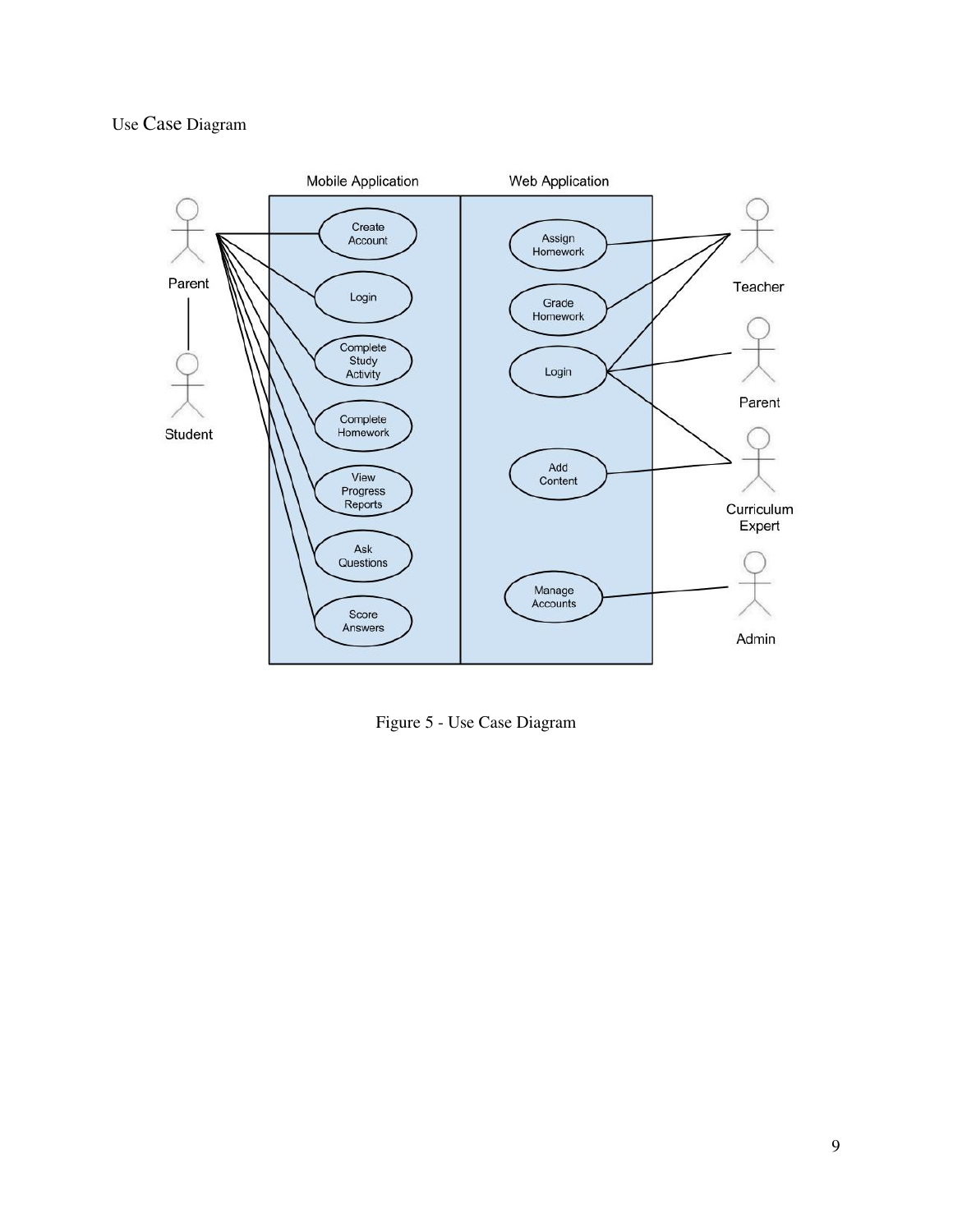Use Case Diagram

Figure 5 - Use Case Diagram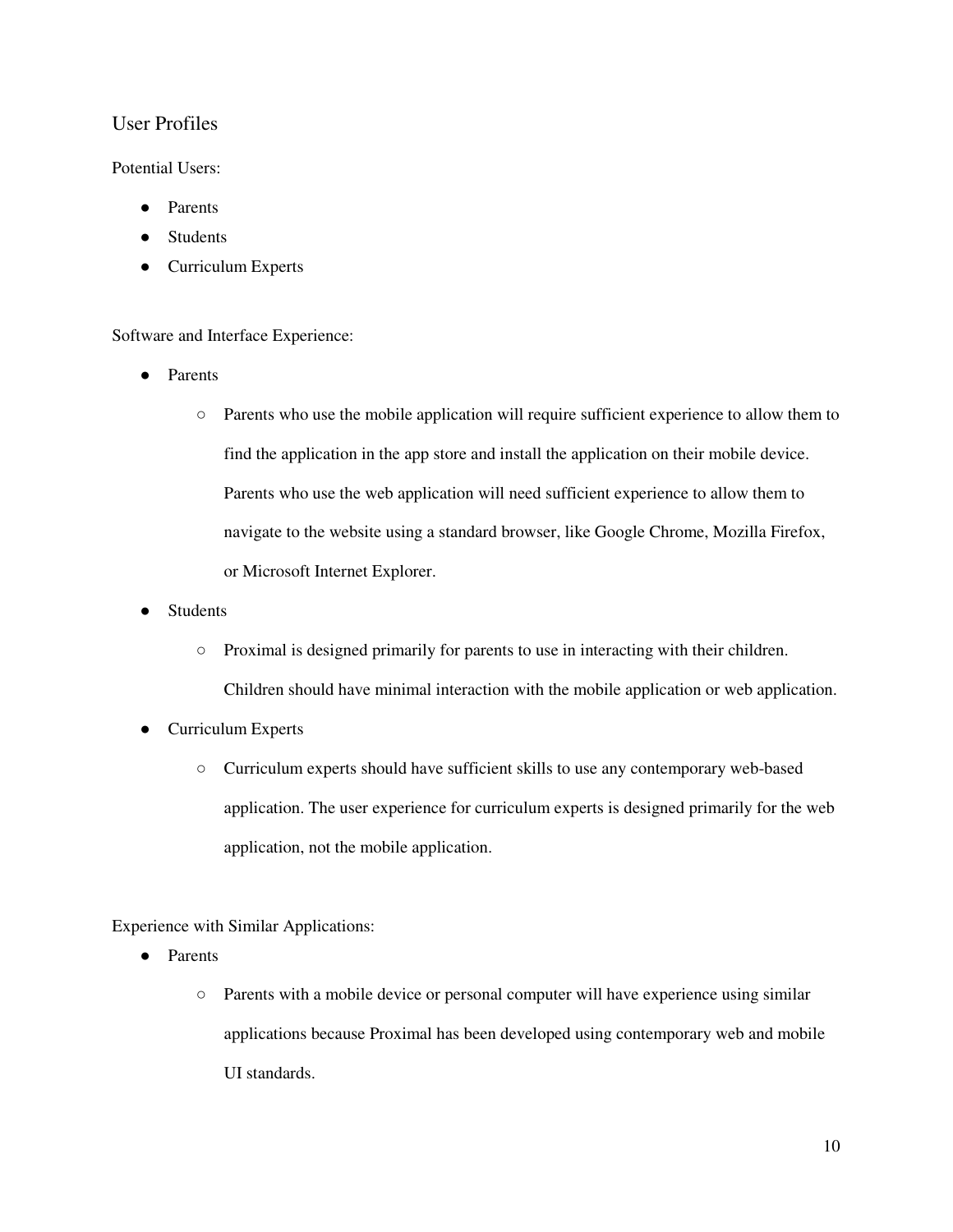## User Profiles

Potential Users:

- Parents
- Students
- Curriculum Experts

Software and Interface Experience:

- Parents
  - Parents who use the mobile application will require sufficient experience to allow them to find the application in the app store and install the application on their mobile device. Parents who use the web application will need sufficient experience to allow them to navigate to the website using a standard browser, like Google Chrome, Mozilla Firefox, or Microsoft Internet Explorer.
- Students
  - Proximal is designed primarily for parents to use in interacting with their children. Children should have minimal interaction with the mobile application or web application.
- Curriculum Experts
  - Curriculum experts should have sufficient skills to use any contemporary web-based application. The user experience for curriculum experts is designed primarily for the web application, not the mobile application.

Experience with Similar Applications:

- Parents
  - Parents with a mobile device or personal computer will have experience using similar applications because Proximal has been developed using contemporary web and mobile UI standards.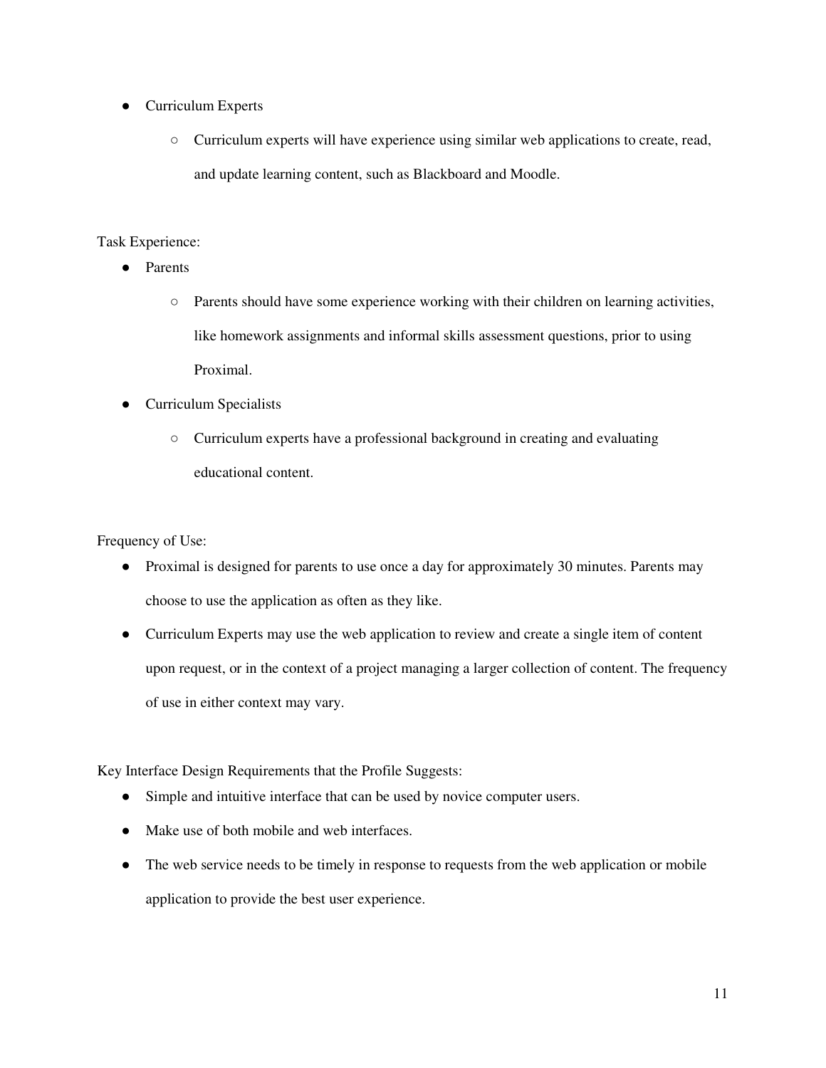- Curriculum Experts
    - Curriculum experts will have experience using similar web applications to create, read, and update learning content, such as Blackboard and Moodle.

Task Experience:

- Parents
    - Parents should have some experience working with their children on learning activities, like homework assignments and informal skills assessment questions, prior to using Proximal.
- Curriculum Specialists
    - Curriculum experts have a professional background in creating and evaluating educational content.

Frequency of Use:

- Proximal is designed for parents to use once a day for approximately 30 minutes. Parents may choose to use the application as often as they like.
- Curriculum Experts may use the web application to review and create a single item of content upon request, or in the context of a project managing a larger collection of content. The frequency of use in either context may vary.

Key Interface Design Requirements that the Profile Suggests:

- Simple and intuitive interface that can be used by novice computer users.
- Make use of both mobile and web interfaces.
- The web service needs to be timely in response to requests from the web application or mobile application to provide the best user experience.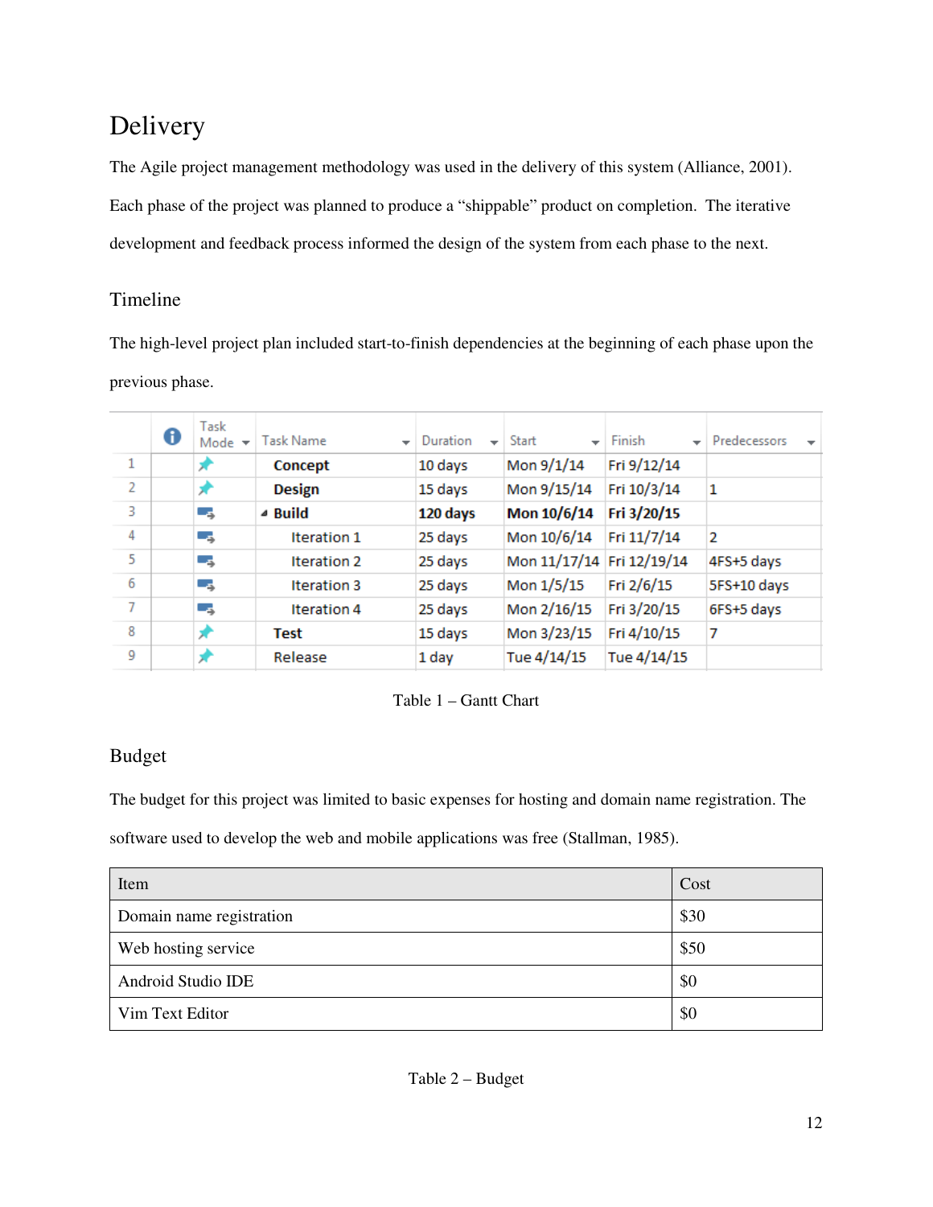# Delivery

The Agile project management methodology was used in the delivery of this system (Alliance, 2001). Each phase of the project was planned to produce a "shippable" product on completion. The iterative development and feedback process informed the design of the system from each phase to the next.

## Timeline

The high-level project plan included start-to-finish dependencies at the beginning of each phase upon the previous phase.

| | Task Mode | Task Name | Duration | Start | Finish | Predecessors |
|---|---|---|---|---|---|---|
| 1 | | **Concept** | 10 days | Mon 9/1/14 | Fri 9/12/14 | |
| 2 | | **Design** | 15 days | Mon 9/15/14 | Fri 10/3/14 | 1 |
| 3 | | **Build** | **120 days** | **Mon 10/6/14** | **Fri 3/20/15** | |
| 4 | | Iteration 1 | 25 days | Mon 10/6/14 | Fri 11/7/14 | 2 |
| 5 | | Iteration 2 | 25 days | Mon 11/17/14 | Fri 12/19/14 | 4FS+5 days |
| 6 | | Iteration 3 | 25 days | Mon 1/5/15 | Fri 2/6/15 | 5FS+10 days |
| 7 | | Iteration 4 | 25 days | Mon 2/16/15 | Fri 3/20/15 | 6FS+5 days |
| 8 | | **Test** | 15 days | Mon 3/23/15 | Fri 4/10/15 | 7 |
| 9 | | Release | 1 day | Tue 4/14/15 | Tue 4/14/15 | |

Table 1 – Gantt Chart

## Budget

The budget for this project was limited to basic expenses for hosting and domain name registration. The software used to develop the web and mobile applications was free (Stallman, 1985).

| Item | Cost |
|---|---|
| Domain name registration | $30 |
| Web hosting service | $50 |
| Android Studio IDE | $0 |
| Vim Text Editor | $0 |

Table 2 – Budget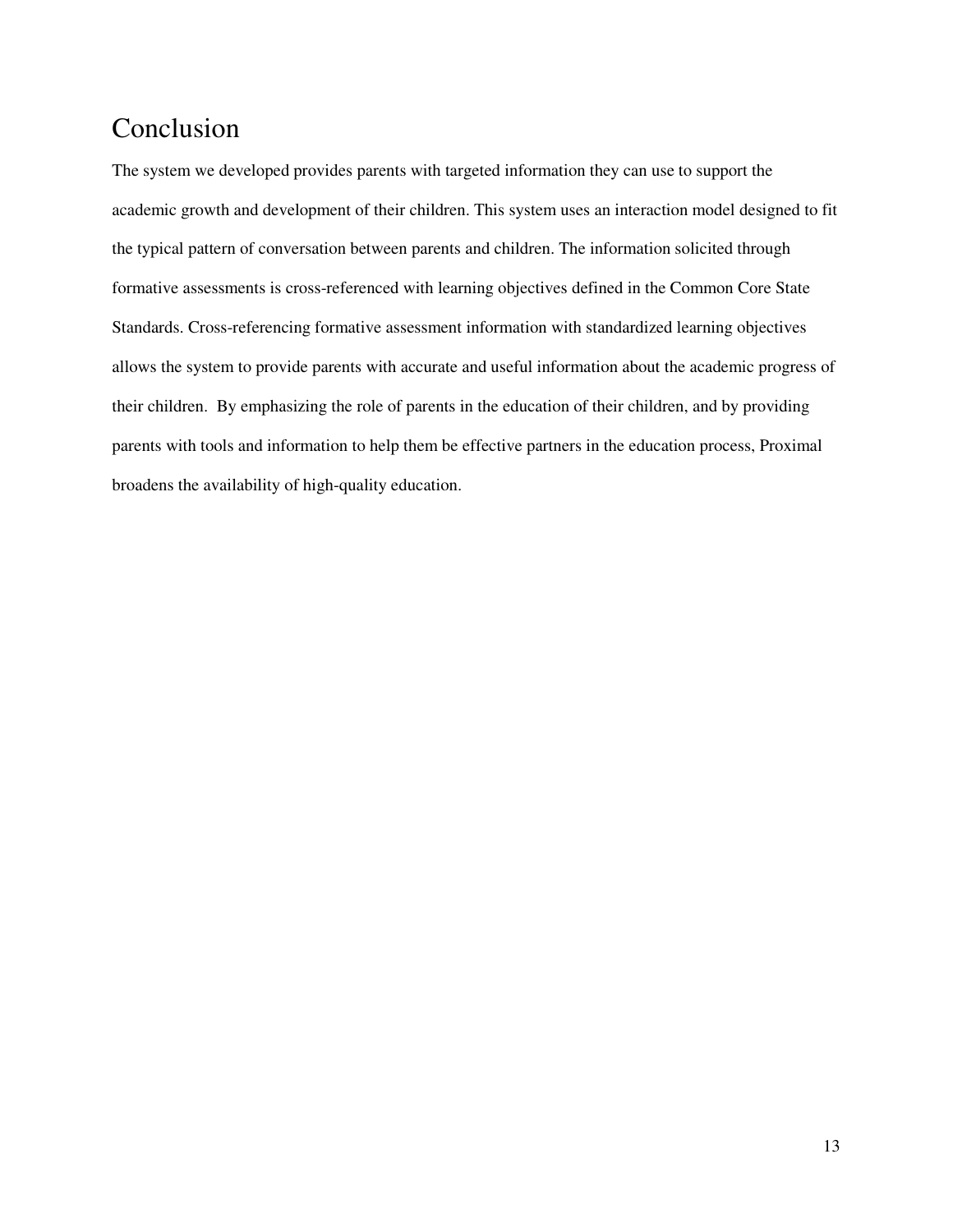# Conclusion

The system we developed provides parents with targeted information they can use to support the academic growth and development of their children. This system uses an interaction model designed to fit the typical pattern of conversation between parents and children. The information solicited through formative assessments is cross-referenced with learning objectives defined in the Common Core State Standards. Cross-referencing formative assessment information with standardized learning objectives allows the system to provide parents with accurate and useful information about the academic progress of their children. By emphasizing the role of parents in the education of their children, and by providing parents with tools and information to help them be effective partners in the education process, Proximal broadens the availability of high-quality education.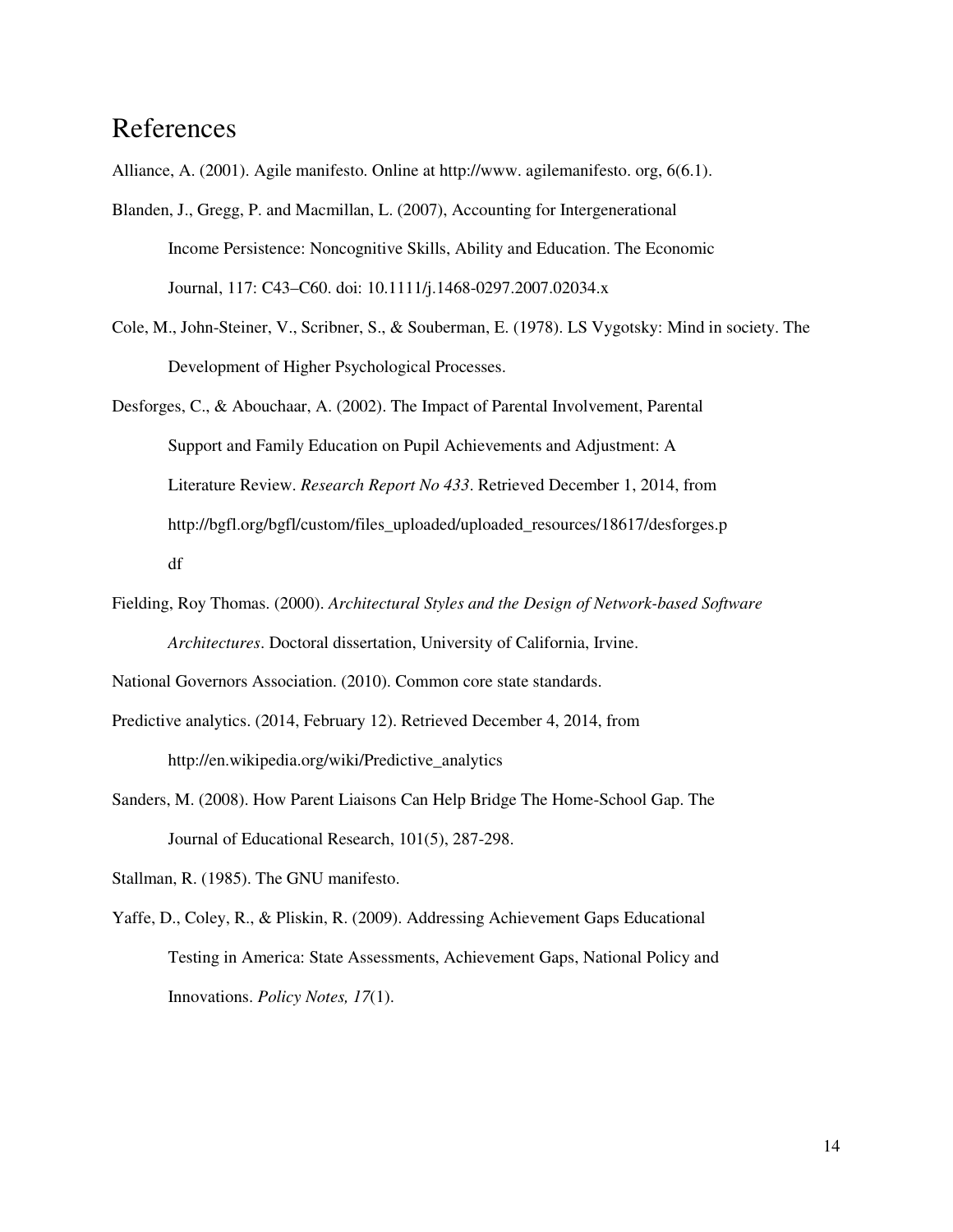# References

Alliance, A. (2001). Agile manifesto. Online at http://www. agilemanifesto. org, 6(6.1).

Blanden, J., Gregg, P. and Macmillan, L. (2007), Accounting for Intergenerational Income Persistence: Noncognitive Skills, Ability and Education. The Economic Journal, 117: C43–C60. doi: 10.1111/j.1468-0297.2007.02034.x

Cole, M., John-Steiner, V., Scribner, S., & Souberman, E. (1978). LS Vygotsky: Mind in society. The Development of Higher Psychological Processes.

Desforges, C., & Abouchaar, A. (2002). The Impact of Parental Involvement, Parental Support and Family Education on Pupil Achievements and Adjustment: A Literature Review. *Research Report No 433*. Retrieved December 1, 2014, from http://bgfl.org/bgfl/custom/files_uploaded/uploaded_resources/18617/desforges.pdf

Fielding, Roy Thomas. (2000). *Architectural Styles and the Design of Network-based Software Architectures*. Doctoral dissertation, University of California, Irvine.

National Governors Association. (2010). Common core state standards.

Predictive analytics. (2014, February 12). Retrieved December 4, 2014, from http://en.wikipedia.org/wiki/Predictive_analytics

Sanders, M. (2008). How Parent Liaisons Can Help Bridge The Home-School Gap. The Journal of Educational Research, 101(5), 287-298.

Stallman, R. (1985). The GNU manifesto.

Yaffe, D., Coley, R., & Pliskin, R. (2009). Addressing Achievement Gaps Educational Testing in America: State Assessments, Achievement Gaps, National Policy and Innovations. *Policy Notes, 17*(1).